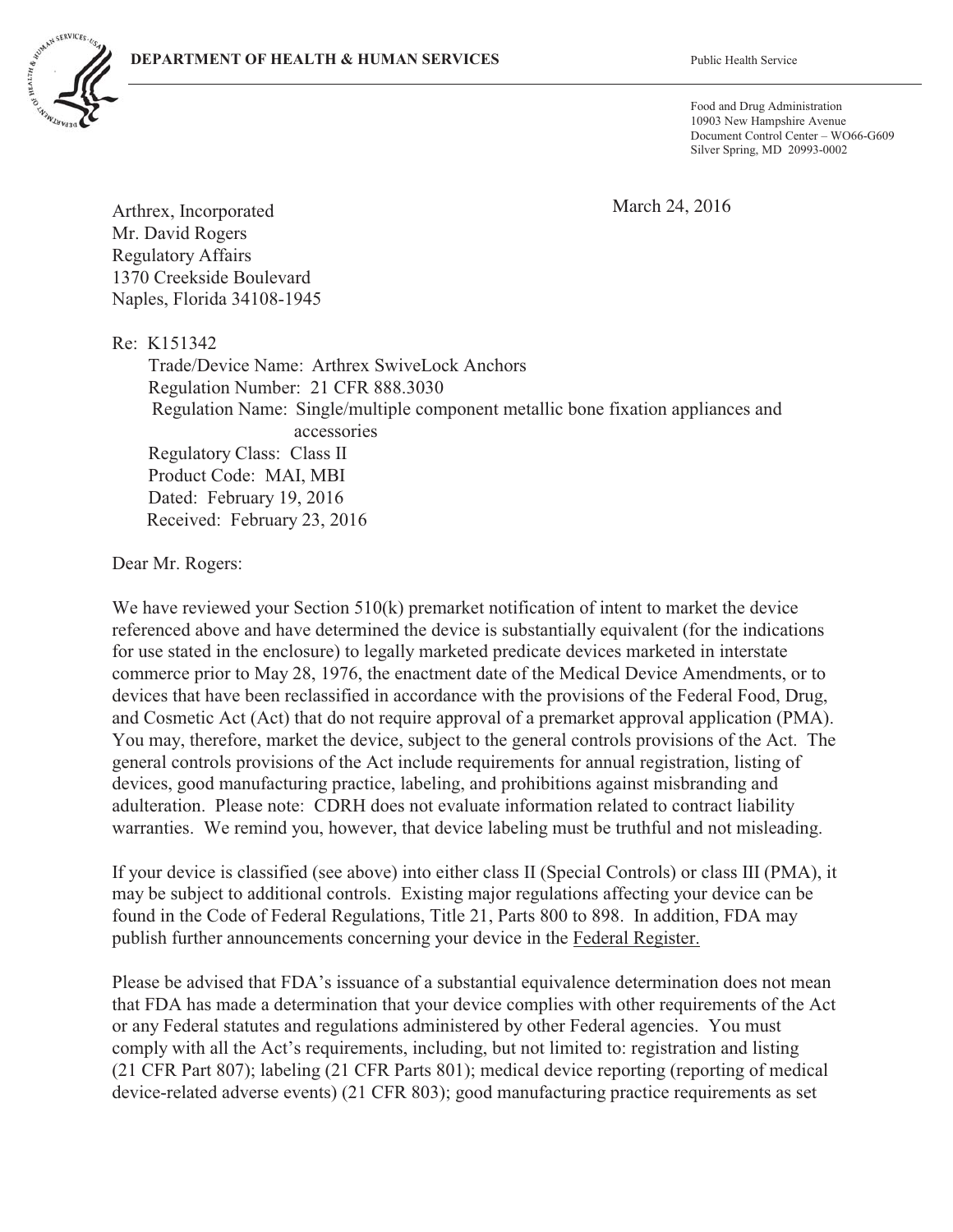**DEPARTMENT OF HEALTH & HUMAN SERVICES** Public Health Service

Food and Drug Administration
10903 New Hampshire Avenue
Document Control Center – WO66-G609
Silver Spring, MD 20993-0002

March 24, 2016

Arthrex, Incorporated
Mr. David Rogers
Regulatory Affairs
1370 Creekside Boulevard
Naples, Florida 34108-1945

Re: K151342

Trade/Device Name: Arthrex SwiveLock Anchors
Regulation Number: 21 CFR 888.3030
Regulation Name: Single/multiple component metallic bone fixation appliances and accessories
Regulatory Class: Class II
Product Code: MAI, MBI
Dated: February 19, 2016
Received: February 23, 2016

Dear Mr. Rogers:

We have reviewed your Section 510(k) premarket notification of intent to market the device referenced above and have determined the device is substantially equivalent (for the indications for use stated in the enclosure) to legally marketed predicate devices marketed in interstate commerce prior to May 28, 1976, the enactment date of the Medical Device Amendments, or to devices that have been reclassified in accordance with the provisions of the Federal Food, Drug, and Cosmetic Act (Act) that do not require approval of a premarket approval application (PMA). You may, therefore, market the device, subject to the general controls provisions of the Act. The general controls provisions of the Act include requirements for annual registration, listing of devices, good manufacturing practice, labeling, and prohibitions against misbranding and adulteration. Please note: CDRH does not evaluate information related to contract liability warranties. We remind you, however, that device labeling must be truthful and not misleading.

If your device is classified (see above) into either class II (Special Controls) or class III (PMA), it may be subject to additional controls. Existing major regulations affecting your device can be found in the Code of Federal Regulations, Title 21, Parts 800 to 898. In addition, FDA may publish further announcements concerning your device in the Federal Register.

Please be advised that FDA's issuance of a substantial equivalence determination does not mean that FDA has made a determination that your device complies with other requirements of the Act or any Federal statutes and regulations administered by other Federal agencies. You must comply with all the Act's requirements, including, but not limited to: registration and listing (21 CFR Part 807); labeling (21 CFR Parts 801); medical device reporting (reporting of medical device-related adverse events) (21 CFR 803); good manufacturing practice requirements as set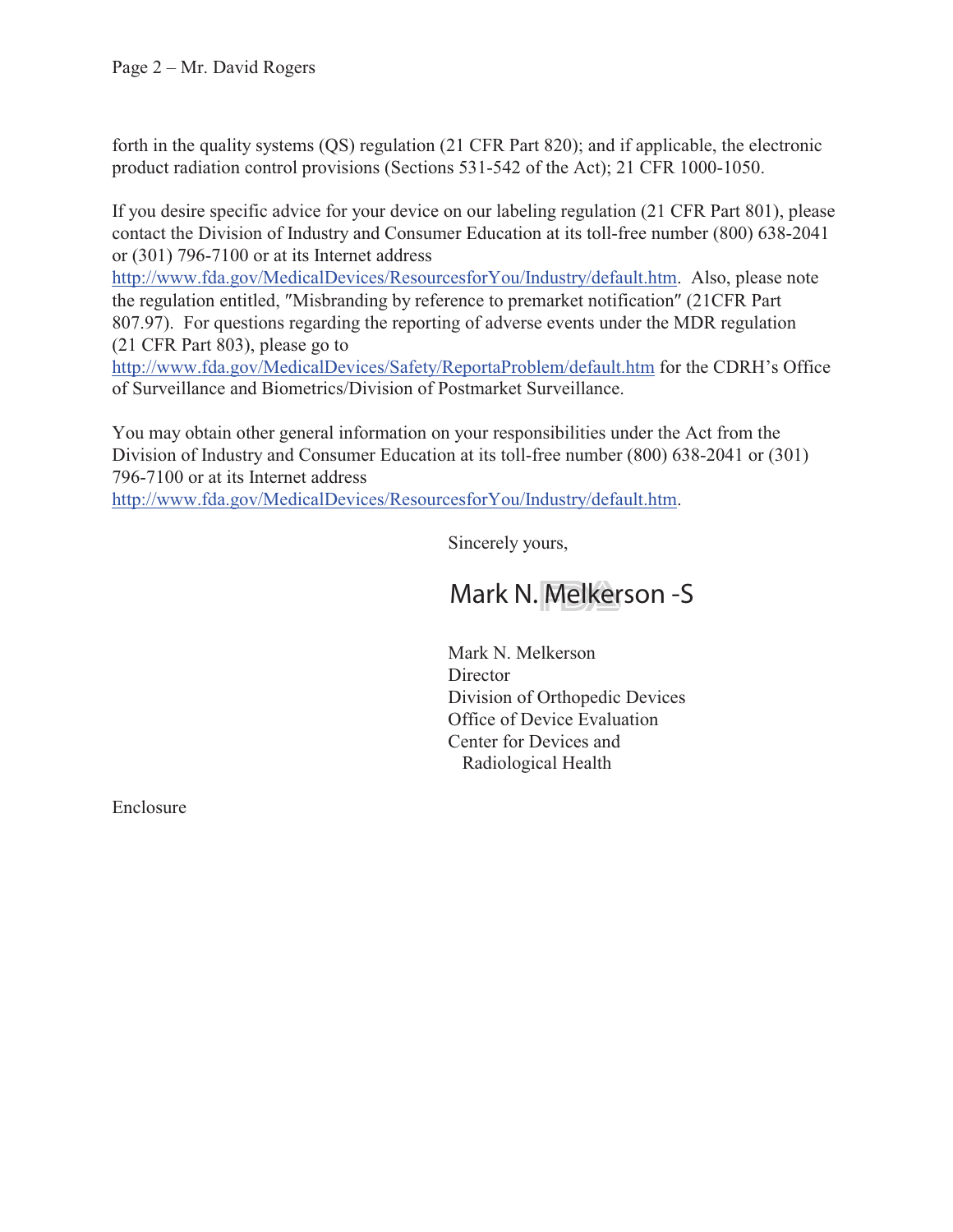forth in the quality systems (QS) regulation (21 CFR Part 820); and if applicable, the electronic product radiation control provisions (Sections 531-542 of the Act); 21 CFR 1000-1050.

If you desire specific advice for your device on our labeling regulation (21 CFR Part 801), please contact the Division of Industry and Consumer Education at its toll-free number (800) 638-2041 or (301) 796-7100 or at its Internet address http://www.fda.gov/MedicalDevices/ResourcesforYou/Industry/default.htm. Also, please note the regulation entitled, "Misbranding by reference to premarket notification" (21CFR Part 807.97). For questions regarding the reporting of adverse events under the MDR regulation (21 CFR Part 803), please go to http://www.fda.gov/MedicalDevices/Safety/ReportaProblem/default.htm for the CDRH's Office of Surveillance and Biometrics/Division of Postmarket Surveillance.

You may obtain other general information on your responsibilities under the Act from the Division of Industry and Consumer Education at its toll-free number (800) 638-2041 or (301) 796-7100 or at its Internet address http://www.fda.gov/MedicalDevices/ResourcesforYou/Industry/default.htm.

Sincerely yours,

Mark N. Melkerson -S

Mark N. Melkerson
Director
Division of Orthopedic Devices
Office of Device Evaluation
Center for Devices and
Radiological Health

Enclosure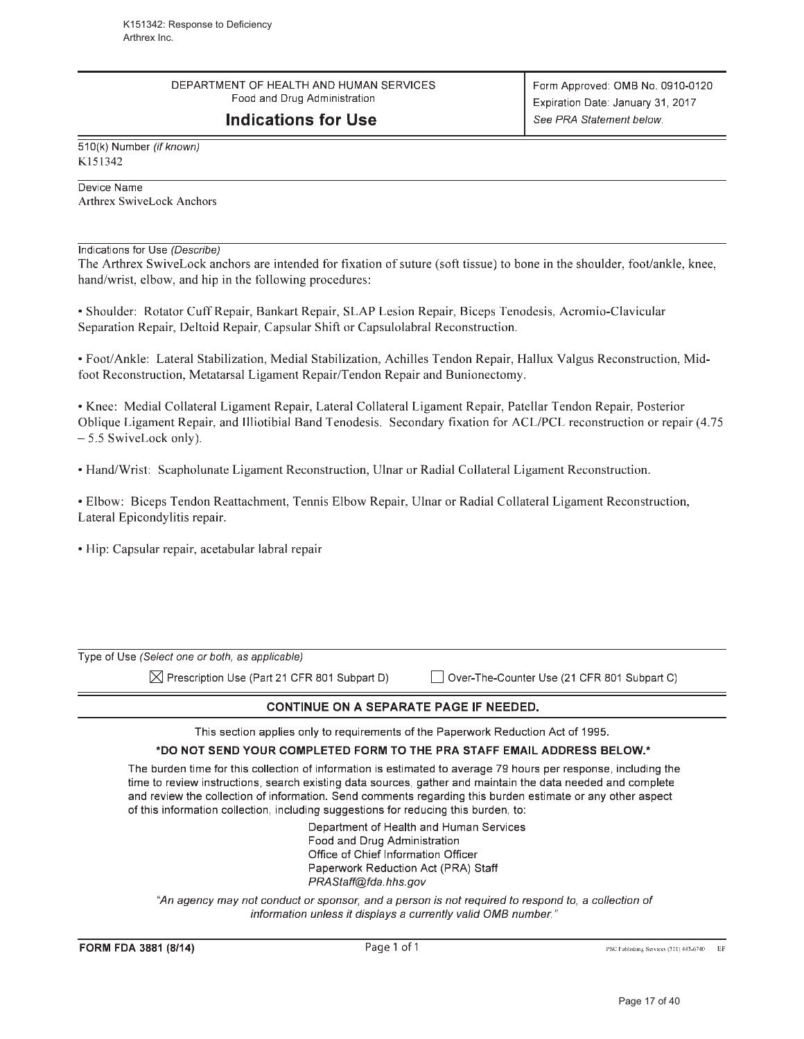DEPARTMENT OF HEALTH AND HUMAN SERVICES
Food and Drug Administration

# Indications for Use

Form Approved: OMB No. 0910-0120
Expiration Date: January 31, 2017
*See PRA Statement below.*

510(k) Number *(if known)*
K151342

Device Name
Arthrex SwiveLock Anchors

Indications for Use *(Describe)*
The Arthrex SwiveLock anchors are intended for fixation of suture (soft tissue) to bone in the shoulder, foot/ankle, knee, hand/wrist, elbow, and hip in the following procedures:

- Shoulder: Rotator Cuff Repair, Bankart Repair, SLAP Lesion Repair, Biceps Tenodesis, Acromio-Clavicular Separation Repair, Deltoid Repair, Capsular Shift or Capsulolabral Reconstruction.

- Foot/Ankle: Lateral Stabilization, Medial Stabilization, Achilles Tendon Repair, Hallux Valgus Reconstruction, Mid-foot Reconstruction, Metatarsal Ligament Repair/Tendon Repair and Bunionectomy.

- Knee: Medial Collateral Ligament Repair, Lateral Collateral Ligament Repair, Patellar Tendon Repair, Posterior Oblique Ligament Repair, and Illiotibial Band Tenodesis. Secondary fixation for ACL/PCL reconstruction or repair (4.75 – 5.5 SwiveLock only).

- Hand/Wrist: Scapholunate Ligament Reconstruction, Ulnar or Radial Collateral Ligament Reconstruction.

- Elbow: Biceps Tendon Reattachment, Tennis Elbow Repair, Ulnar or Radial Collateral Ligament Reconstruction, Lateral Epicondylitis repair.

- Hip: Capsular repair, acetabular labral repair

Type of Use *(Select one or both, as applicable)*

☒ Prescription Use (Part 21 CFR 801 Subpart D) ☐ Over-The-Counter Use (21 CFR 801 Subpart C)

**CONTINUE ON A SEPARATE PAGE IF NEEDED.**

This section applies only to requirements of the Paperwork Reduction Act of 1995.

**\*DO NOT SEND YOUR COMPLETED FORM TO THE PRA STAFF EMAIL ADDRESS BELOW.\***

The burden time for this collection of information is estimated to average 79 hours per response, including the time to review instructions, search existing data sources, gather and maintain the data needed and complete and review the collection of information. Send comments regarding this burden estimate or any other aspect of this information collection, including suggestions for reducing this burden, to:

Department of Health and Human Services
Food and Drug Administration
Office of Chief Information Officer
Paperwork Reduction Act (PRA) Staff
*PRAStaff@fda.hhs.gov*

*"An agency may not conduct or sponsor, and a person is not required to respond to, a collection of information unless it displays a currently valid OMB number."*

**FORM FDA 3881 (8/14)**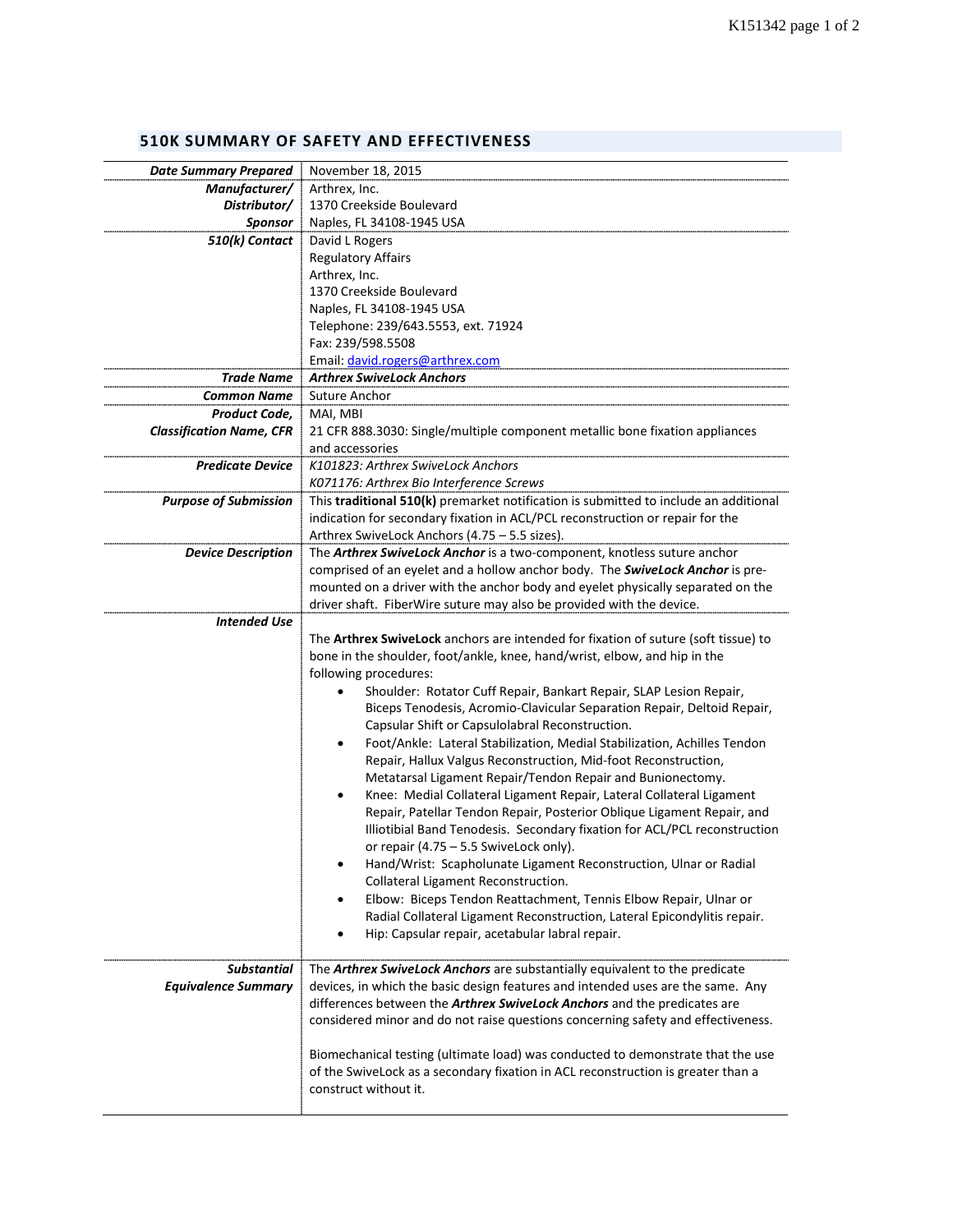## 510K SUMMARY OF SAFETY AND EFFECTIVENESS

| | |
|---|---|
| ***Date Summary Prepared*** | November 18, 2015 |
| ***Manufacturer/ Distributor/ Sponsor*** | Arthrex, Inc.<br>1370 Creekside Boulevard<br>Naples, FL 34108-1945 USA |
| ***510(k) Contact*** | David L Rogers<br>Regulatory Affairs<br>Arthrex, Inc.<br>1370 Creekside Boulevard<br>Naples, FL 34108-1945 USA<br>Telephone: 239/643.5553, ext. 71924<br>Fax: 239/598.5508<br>Email: david.rogers@arthrex.com |
| ***Trade Name*** | ***Arthrex SwiveLock Anchors*** |
| ***Common Name*** | Suture Anchor |
| ***Product Code, Classification Name, CFR*** | MAI, MBI<br>21 CFR 888.3030: Single/multiple component metallic bone fixation appliances and accessories |
| ***Predicate Device*** | *K101823: Arthrex SwiveLock Anchors*<br>*K071176: Arthrex Bio Interference Screws* |
| ***Purpose of Submission*** | This **traditional 510(k)** premarket notification is submitted to include an additional indication for secondary fixation in ACL/PCL reconstruction or repair for the Arthrex SwiveLock Anchors (4.75 – 5.5 sizes). |
| ***Device Description*** | The ***Arthrex SwiveLock Anchor*** is a two-component, knotless suture anchor comprised of an eyelet and a hollow anchor body. The ***SwiveLock Anchor*** is pre-mounted on a driver with the anchor body and eyelet physically separated on the driver shaft. FiberWire suture may also be provided with the device. |
| ***Intended Use*** | The **Arthrex SwiveLock** anchors are intended for fixation of suture (soft tissue) to bone in the shoulder, foot/ankle, knee, hand/wrist, elbow, and hip in the following procedures:<br>• Shoulder: Rotator Cuff Repair, Bankart Repair, SLAP Lesion Repair, Biceps Tenodesis, Acromio-Clavicular Separation Repair, Deltoid Repair, Capsular Shift or Capsulolabral Reconstruction.<br>• Foot/Ankle: Lateral Stabilization, Medial Stabilization, Achilles Tendon Repair, Hallux Valgus Reconstruction, Mid-foot Reconstruction, Metatarsal Ligament Repair/Tendon Repair and Bunionectomy.<br>• Knee: Medial Collateral Ligament Repair, Lateral Collateral Ligament Repair, Patellar Tendon Repair, Posterior Oblique Ligament Repair, and Illiotibial Band Tenodesis. Secondary fixation for ACL/PCL reconstruction or repair (4.75 – 5.5 SwiveLock only).<br>• Hand/Wrist: Scapholunate Ligament Reconstruction, Ulnar or Radial Collateral Ligament Reconstruction.<br>• Elbow: Biceps Tendon Reattachment, Tennis Elbow Repair, Ulnar or Radial Collateral Ligament Reconstruction, Lateral Epicondylitis repair.<br>• Hip: Capsular repair, acetabular labral repair. |
| ***Substantial Equivalence Summary*** | The ***Arthrex SwiveLock Anchors*** are substantially equivalent to the predicate devices, in which the basic design features and intended uses are the same. Any differences between the ***Arthrex SwiveLock Anchors*** and the predicates are considered minor and do not raise questions concerning safety and effectiveness.<br><br>Biomechanical testing (ultimate load) was conducted to demonstrate that the use of the SwiveLock as a secondary fixation in ACL reconstruction is greater than a construct without it. |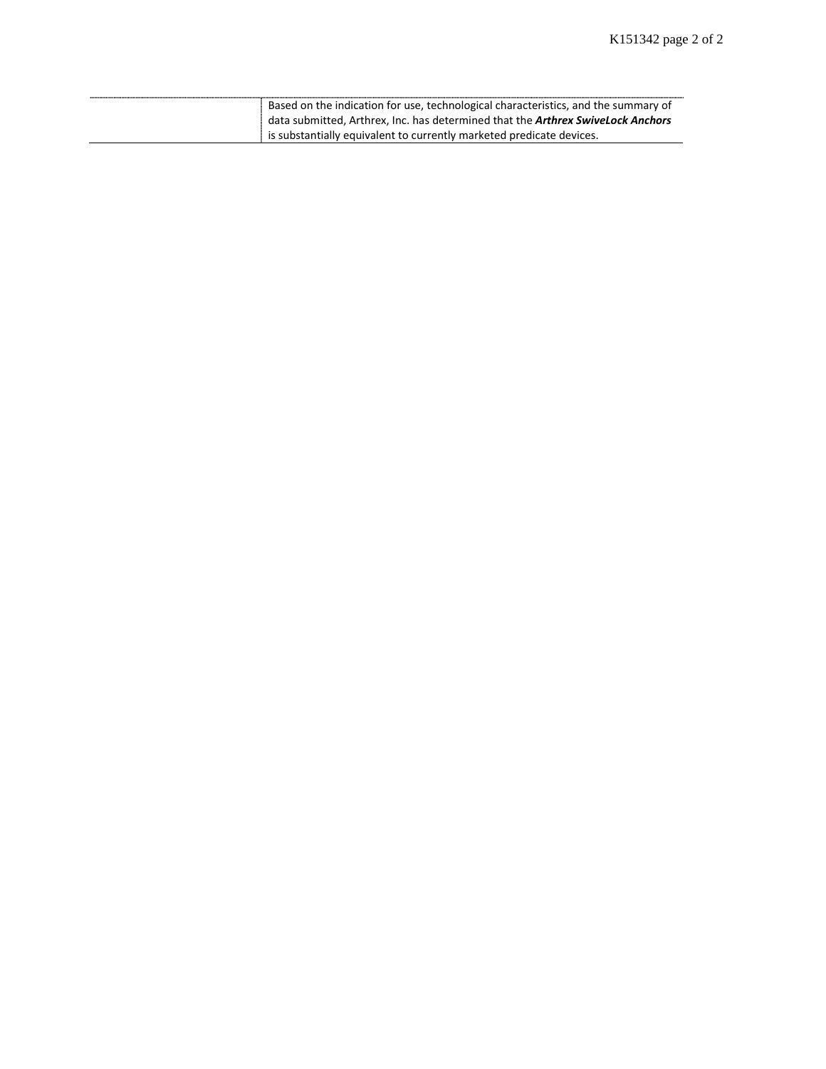| | |
|---|---|
| | Based on the indication for use, technological characteristics, and the summary of data submitted, Arthrex, Inc. has determined that the ***Arthrex SwiveLock Anchors*** is substantially equivalent to currently marketed predicate devices. |